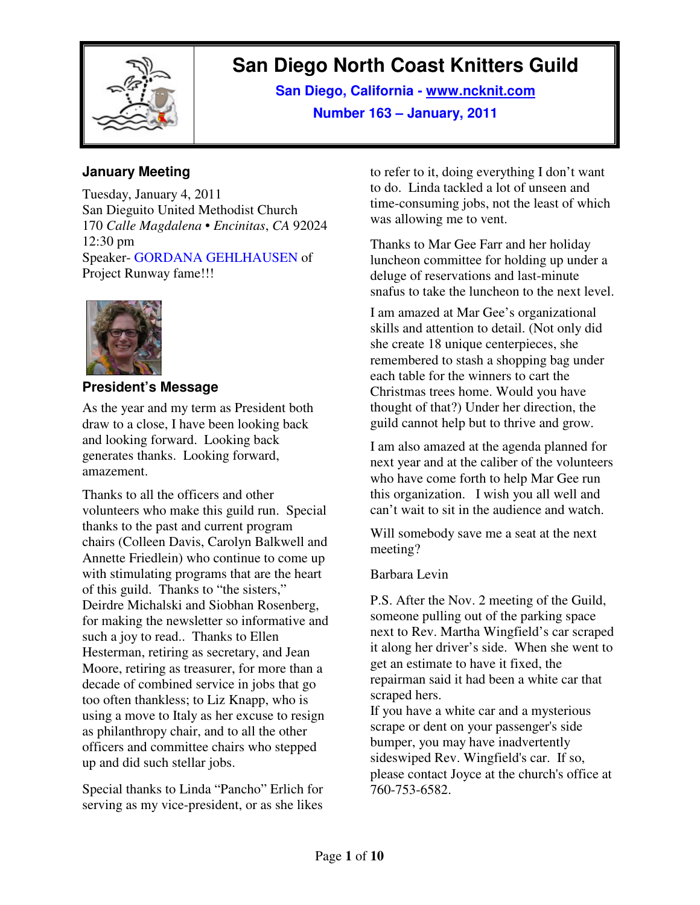# San Diego North Coast Knitters Guild

**San Diego, California - www.ncknit.com**

**Number 163 – January, 2011**

## January Meeting

Tuesday, January 4, 2011
San Dieguito United Methodist Church
170 *Calle Magdalena* • *Encinitas*, *CA* 92024
12:30 pm
Speaker- GORDANA GEHLHAUSEN of Project Runway fame!!!

## President's Message

As the year and my term as President both draw to a close, I have been looking back and looking forward. Looking back generates thanks. Looking forward, amazement.

Thanks to all the officers and other volunteers who make this guild run. Special thanks to the past and current program chairs (Colleen Davis, Carolyn Balkwell and Annette Friedlein) who continue to come up with stimulating programs that are the heart of this guild. Thanks to "the sisters," Deirdre Michalski and Siobhan Rosenberg, for making the newsletter so informative and such a joy to read.. Thanks to Ellen Hesterman, retiring as secretary, and Jean Moore, retiring as treasurer, for more than a decade of combined service in jobs that go too often thankless; to Liz Knapp, who is using a move to Italy as her excuse to resign as philanthropy chair, and to all the other officers and committee chairs who stepped up and did such stellar jobs.

Special thanks to Linda "Pancho" Erlich for serving as my vice-president, or as she likes to refer to it, doing everything I don't want to do. Linda tackled a lot of unseen and time-consuming jobs, not the least of which was allowing me to vent.

Thanks to Mar Gee Farr and her holiday luncheon committee for holding up under a deluge of reservations and last-minute snafus to take the luncheon to the next level.

I am amazed at Mar Gee's organizational skills and attention to detail. (Not only did she create 18 unique centerpieces, she remembered to stash a shopping bag under each table for the winners to cart the Christmas trees home. Would you have thought of that?) Under her direction, the guild cannot help but to thrive and grow.

I am also amazed at the agenda planned for next year and at the caliber of the volunteers who have come forth to help Mar Gee run this organization. I wish you all well and can't wait to sit in the audience and watch.

Will somebody save me a seat at the next meeting?

Barbara Levin

P.S. After the Nov. 2 meeting of the Guild, someone pulling out of the parking space next to Rev. Martha Wingfield's car scraped it along her driver's side. When she went to get an estimate to have it fixed, the repairman said it had been a white car that scraped hers.
If you have a white car and a mysterious scrape or dent on your passenger's side bumper, you may have inadvertently sideswiped Rev. Wingfield's car. If so, please contact Joyce at the church's office at 760-753-6582.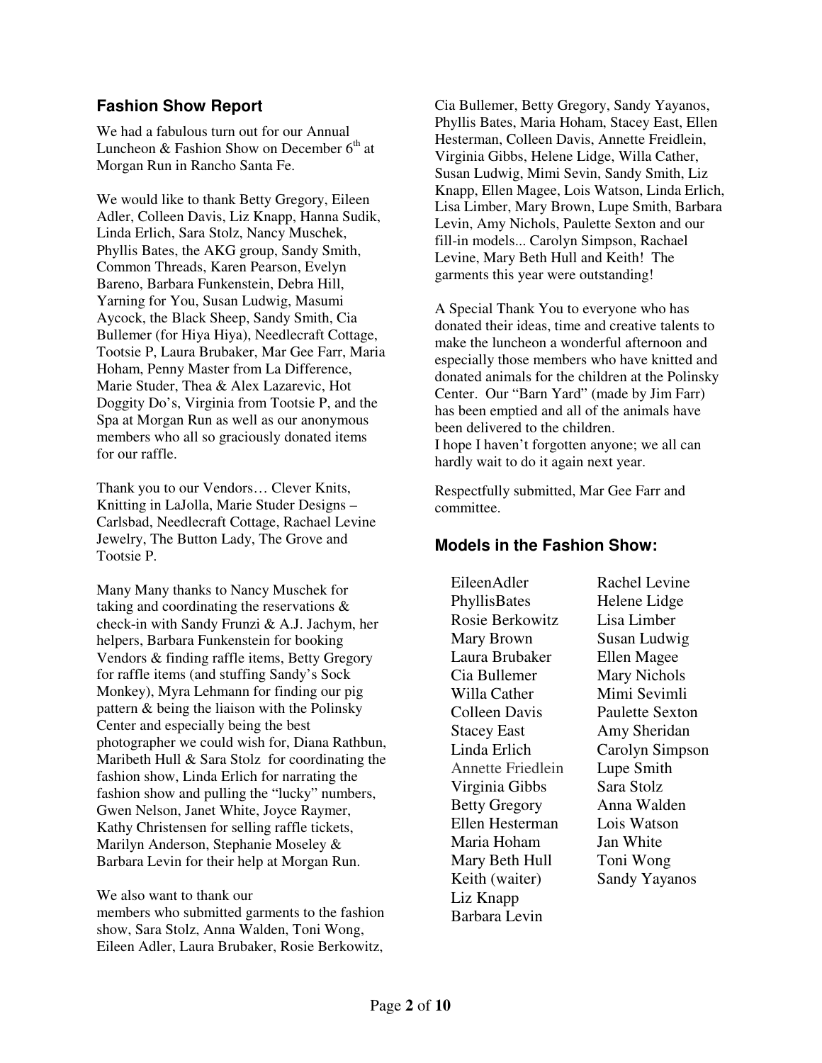## Fashion Show Report

We had a fabulous turn out for our Annual Luncheon & Fashion Show on December 6th at Morgan Run in Rancho Santa Fe.

We would like to thank Betty Gregory, Eileen Adler, Colleen Davis, Liz Knapp, Hanna Sudik, Linda Erlich, Sara Stolz, Nancy Muschek, Phyllis Bates, the AKG group, Sandy Smith, Common Threads, Karen Pearson, Evelyn Bareno, Barbara Funkenstein, Debra Hill, Yarning for You, Susan Ludwig, Masumi Aycock, the Black Sheep, Sandy Smith, Cia Bullemer (for Hiya Hiya), Needlecraft Cottage, Tootsie P, Laura Brubaker, Mar Gee Farr, Maria Hoham, Penny Master from La Difference, Marie Studer, Thea & Alex Lazarevic, Hot Doggity Do's, Virginia from Tootsie P, and the Spa at Morgan Run as well as our anonymous members who all so graciously donated items for our raffle.

Thank you to our Vendors… Clever Knits, Knitting in LaJolla, Marie Studer Designs – Carlsbad, Needlecraft Cottage, Rachael Levine Jewelry, The Button Lady, The Grove and Tootsie P.

Many Many thanks to Nancy Muschek for taking and coordinating the reservations & check-in with Sandy Frunzi & A.J. Jachym, her helpers, Barbara Funkenstein for booking Vendors & finding raffle items, Betty Gregory for raffle items (and stuffing Sandy's Sock Monkey), Myra Lehmann for finding our pig pattern & being the liaison with the Polinsky Center and especially being the best photographer we could wish for, Diana Rathbun, Maribeth Hull & Sara Stolz for coordinating the fashion show, Linda Erlich for narrating the fashion show and pulling the "lucky" numbers, Gwen Nelson, Janet White, Joyce Raymer, Kathy Christensen for selling raffle tickets, Marilyn Anderson, Stephanie Moseley & Barbara Levin for their help at Morgan Run.

We also want to thank our members who submitted garments to the fashion show, Sara Stolz, Anna Walden, Toni Wong, Eileen Adler, Laura Brubaker, Rosie Berkowitz, Cia Bullemer, Betty Gregory, Sandy Yayanos, Phyllis Bates, Maria Hoham, Stacey East, Ellen Hesterman, Colleen Davis, Annette Freidlein, Virginia Gibbs, Helene Lidge, Willa Cather, Susan Ludwig, Mimi Sevin, Sandy Smith, Liz Knapp, Ellen Magee, Lois Watson, Linda Erlich, Lisa Limber, Mary Brown, Lupe Smith, Barbara Levin, Amy Nichols, Paulette Sexton and our fill-in models... Carolyn Simpson, Rachael Levine, Mary Beth Hull and Keith! The garments this year were outstanding!

A Special Thank You to everyone who has donated their ideas, time and creative talents to make the luncheon a wonderful afternoon and especially those members who have knitted and donated animals for the children at the Polinsky Center. Our "Barn Yard" (made by Jim Farr) has been emptied and all of the animals have been delivered to the children.
I hope I haven't forgotten anyone; we all can hardly wait to do it again next year.

Respectfully submitted, Mar Gee Farr and committee.

## Models in the Fashion Show:

EileenAdler
PhyllisBates
Rosie Berkowitz
Mary Brown
Laura Brubaker
Cia Bullemer
Willa Cather
Colleen Davis
Stacey East
Linda Erlich
Annette Friedlein
Virginia Gibbs
Betty Gregory
Ellen Hesterman
Maria Hoham
Mary Beth Hull
Keith (waiter)
Liz Knapp
Barbara Levin
Rachel Levine
Helene Lidge
Lisa Limber
Susan Ludwig
Ellen Magee
Mary Nichols
Mimi Sevimli
Paulette Sexton
Amy Sheridan
Carolyn Simpson
Lupe Smith
Sara Stolz
Anna Walden
Lois Watson
Jan White
Toni Wong
Sandy Yayanos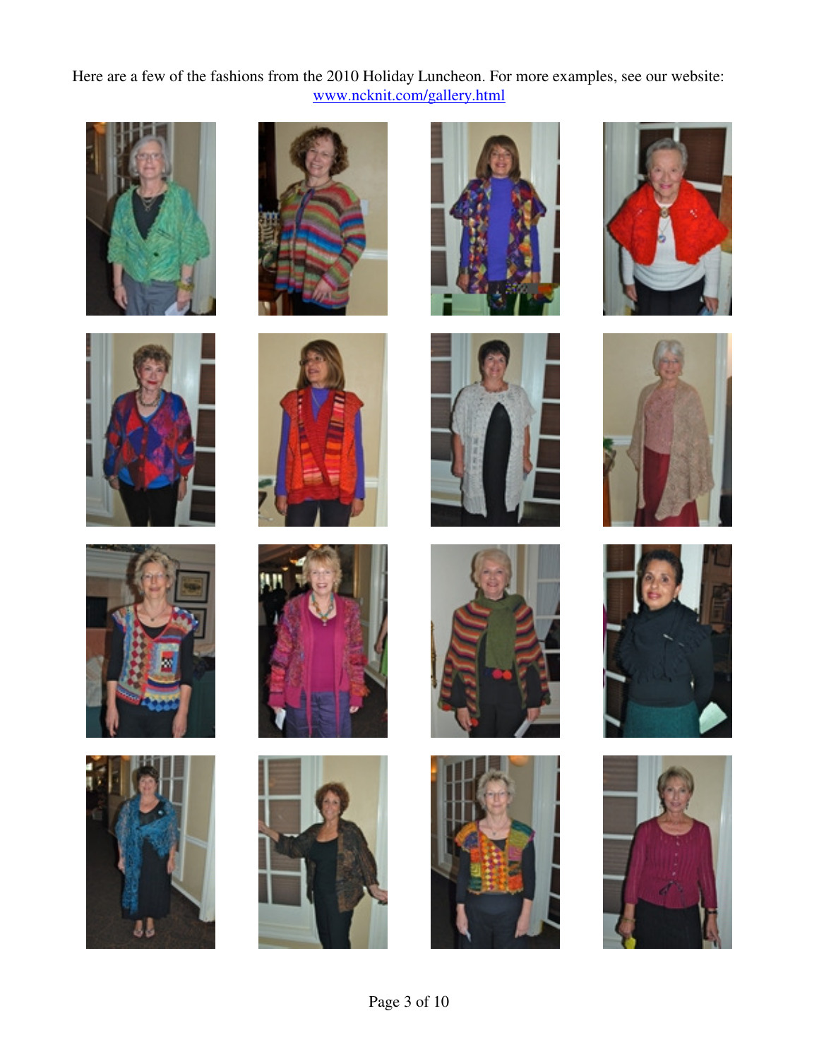Here are a few of the fashions from the 2010 Holiday Luncheon. For more examples, see our website: [www.ncknit.com/gallery.html](http://www.ncknit.com/gallery.html)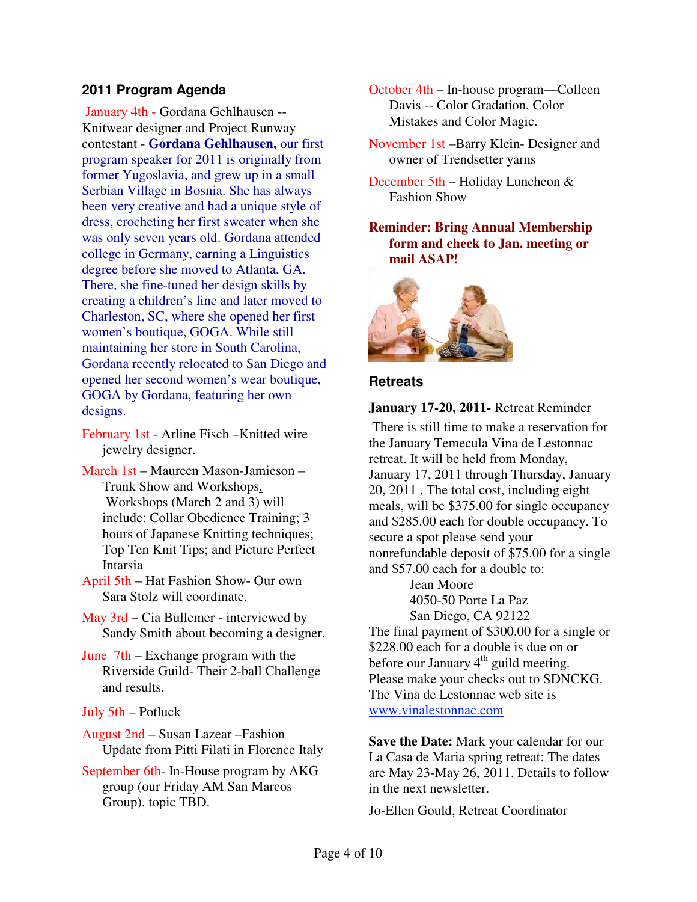## 2011 Program Agenda

January 4th - Gordana Gehlhausen -- Knitwear designer and Project Runway contestant - **Gordana Gehlhausen,** our first program speaker for 2011 is originally from former Yugoslavia, and grew up in a small Serbian Village in Bosnia. She has always been very creative and had a unique style of dress, crocheting her first sweater when she was only seven years old. Gordana attended college in Germany, earning a Linguistics degree before she moved to Atlanta, GA. There, she fine-tuned her design skills by creating a children's line and later moved to Charleston, SC, where she opened her first women's boutique, GOGA. While still maintaining her store in South Carolina, Gordana recently relocated to San Diego and opened her second women's wear boutique, GOGA by Gordana, featuring her own designs.

February 1st - Arline Fisch –Knitted wire jewelry designer.

March 1st – Maureen Mason-Jamieson – Trunk Show and Workshops. Workshops (March 2 and 3) will include: Collar Obedience Training; 3 hours of Japanese Knitting techniques; Top Ten Knit Tips; and Picture Perfect Intarsia

April 5th – Hat Fashion Show- Our own Sara Stolz will coordinate.

May 3rd – Cia Bullemer - interviewed by Sandy Smith about becoming a designer.

June 7th – Exchange program with the Riverside Guild- Their 2-ball Challenge and results.

July 5th – Potluck

August 2nd – Susan Lazear –Fashion Update from Pitti Filati in Florence Italy

September 6th- In-House program by AKG group (our Friday AM San Marcos Group). topic TBD.

October 4th – In-house program—Colleen Davis -- Color Gradation, Color Mistakes and Color Magic.

November 1st –Barry Klein- Designer and owner of Trendsetter yarns

December 5th – Holiday Luncheon & Fashion Show

**Reminder: Bring Annual Membership form and check to Jan. meeting or mail ASAP!**

## Retreats

**January 17-20, 2011-** Retreat Reminder

There is still time to make a reservation for the January Temecula Vina de Lestonnac retreat. It will be held from Monday, January 17, 2011 through Thursday, January 20, 2011 . The total cost, including eight meals, will be $375.00 for single occupancy and $285.00 each for double occupancy. To secure a spot please send your nonrefundable deposit of $75.00 for a single and $57.00 each for a double to:

Jean Moore
4050-50 Porte La Paz
San Diego, CA 92122

The final payment of $300.00 for a single or $228.00 each for a double is due on or before our January 4th guild meeting. Please make your checks out to SDNCKG. The Vina de Lestonnac web site is www.vinalestonnac.com

**Save the Date:** Mark your calendar for our La Casa de Maria spring retreat: The dates are May 23-May 26, 2011. Details to follow in the next newsletter.

Jo-Ellen Gould, Retreat Coordinator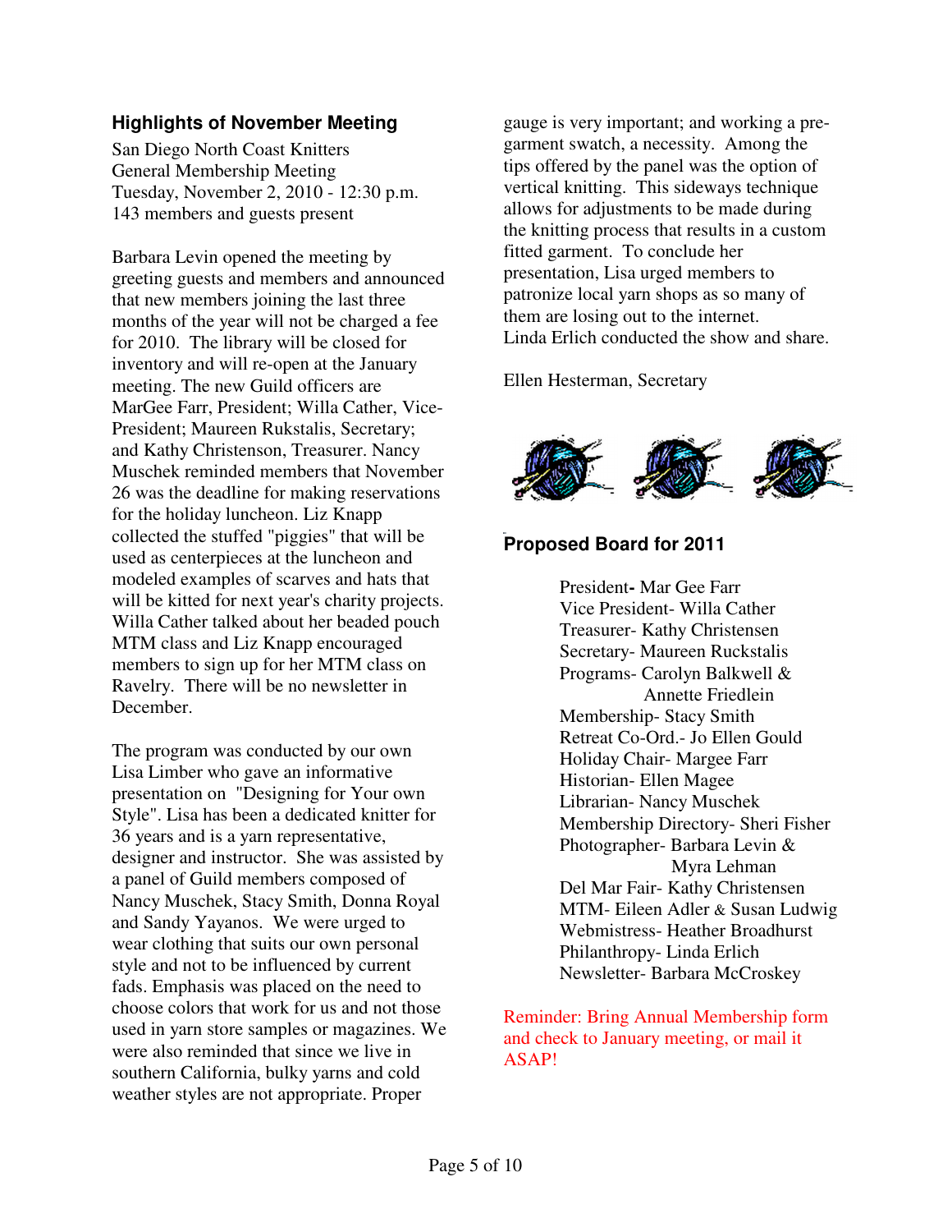### Highlights of November Meeting

San Diego North Coast Knitters
General Membership Meeting
Tuesday, November 2, 2010 - 12:30 p.m.
143 members and guests present

Barbara Levin opened the meeting by greeting guests and members and announced that new members joining the last three months of the year will not be charged a fee for 2010. The library will be closed for inventory and will re-open at the January meeting. The new Guild officers are MarGee Farr, President; Willa Cather, Vice-President; Maureen Rukstalis, Secretary; and Kathy Christenson, Treasurer. Nancy Muschek reminded members that November 26 was the deadline for making reservations for the holiday luncheon. Liz Knapp collected the stuffed "piggies" that will be used as centerpieces at the luncheon and modeled examples of scarves and hats that will be kitted for next year's charity projects. Willa Cather talked about her beaded pouch MTM class and Liz Knapp encouraged members to sign up for her MTM class on Ravelry. There will be no newsletter in December.

The program was conducted by our own Lisa Limber who gave an informative presentation on "Designing for Your own Style". Lisa has been a dedicated knitter for 36 years and is a yarn representative, designer and instructor. She was assisted by a panel of Guild members composed of Nancy Muschek, Stacy Smith, Donna Royal and Sandy Yayanos. We were urged to wear clothing that suits our own personal style and not to be influenced by current fads. Emphasis was placed on the need to choose colors that work for us and not those used in yarn store samples or magazines. We were also reminded that since we live in southern California, bulky yarns and cold weather styles are not appropriate. Proper gauge is very important; and working a pre-garment swatch, a necessity. Among the tips offered by the panel was the option of vertical knitting. This sideways technique allows for adjustments to be made during the knitting process that results in a custom fitted garment. To conclude her presentation, Lisa urged members to patronize local yarn shops as so many of them are losing out to the internet.
Linda Erlich conducted the show and share.

Ellen Hesterman, Secretary

### Proposed Board for 2011

President- Mar Gee Farr
Vice President- Willa Cather
Treasurer- Kathy Christensen
Secretary- Maureen Ruckstalis
Programs- Carolyn Balkwell & Annette Friedlein
Membership- Stacy Smith
Retreat Co-Ord.- Jo Ellen Gould
Holiday Chair- Margee Farr
Historian- Ellen Magee
Librarian- Nancy Muschek
Membership Directory- Sheri Fisher
Photographer- Barbara Levin & Myra Lehman
Del Mar Fair- Kathy Christensen
MTM- Eileen Adler & Susan Ludwig
Webmistress- Heather Broadhurst
Philanthropy- Linda Erlich
Newsletter- Barbara McCroskey

Reminder: Bring Annual Membership form and check to January meeting, or mail it ASAP!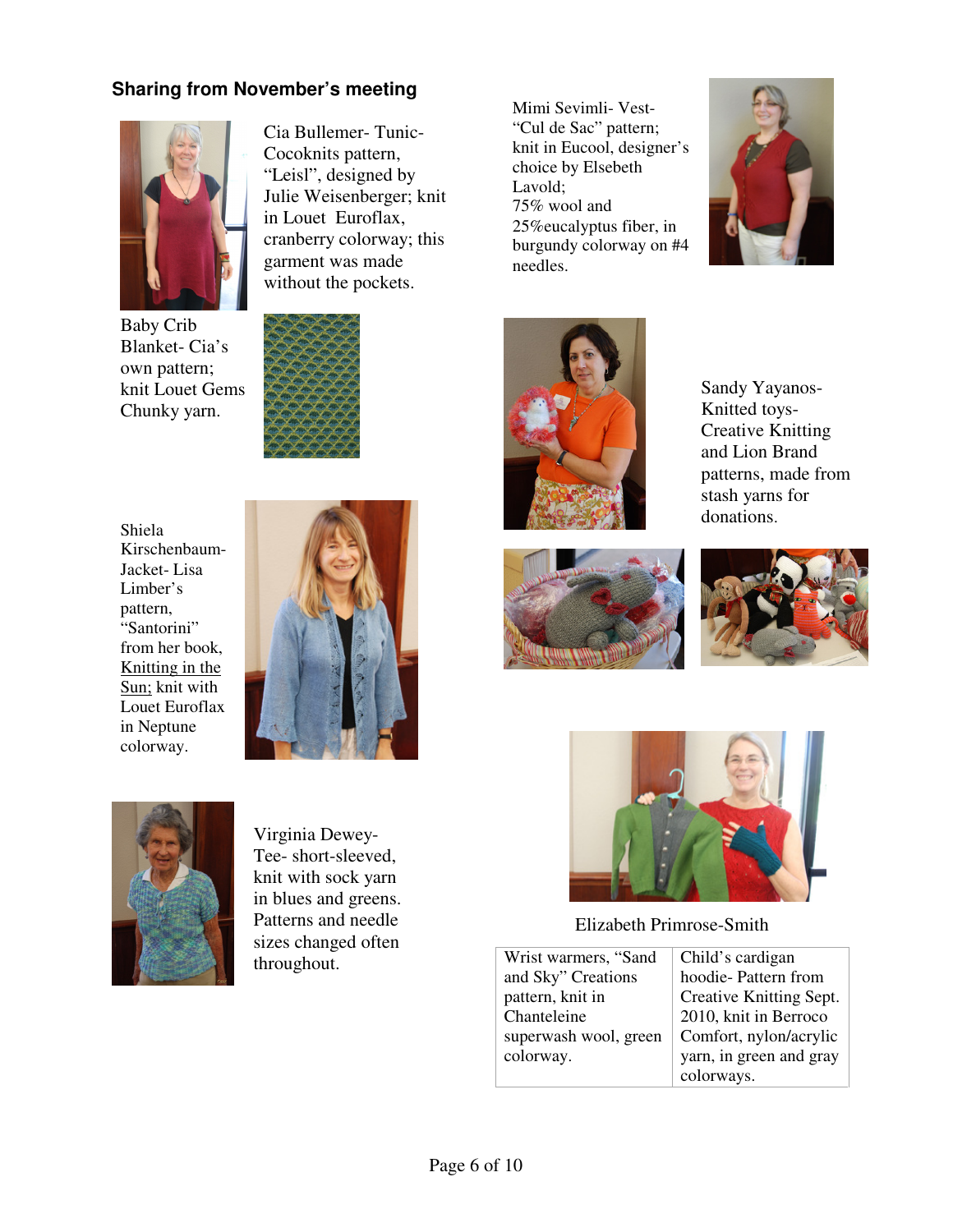### Sharing from November's meeting

Cia Bullemer- Tunic- Cocoknits pattern, "Leisl", designed by Julie Weisenberger; knit in Louet Euroflax, cranberry colorway; this garment was made without the pockets.

Baby Crib Blanket- Cia's own pattern; knit Louet Gems Chunky yarn.

Shiela Kirschenbaum- Jacket- Lisa Limber's pattern, "Santorini" from her book, Knitting in the Sun; knit with Louet Euroflax in Neptune colorway.

Virginia Dewey- Tee- short-sleeved, knit with sock yarn in blues and greens. Patterns and needle sizes changed often throughout.

Mimi Sevimli- Vest- "Cul de Sac" pattern; knit in Eucool, designer's choice by Elsebeth Lavold; 75% wool and 25%eucalyptus fiber, in burgundy colorway on #4 needles.

Sandy Yayanos- Knitted toys- Creative Knitting and Lion Brand patterns, made from stash yarns for donations.

Elizabeth Primrose-Smith

| Wrist warmers, "Sand and Sky" Creations pattern, knit in Chanteleine superwash wool, green colorway. | Child's cardigan hoodie- Pattern from Creative Knitting Sept. 2010, knit in Berroco Comfort, nylon/acrylic yarn, in green and gray colorways. |
|---|---|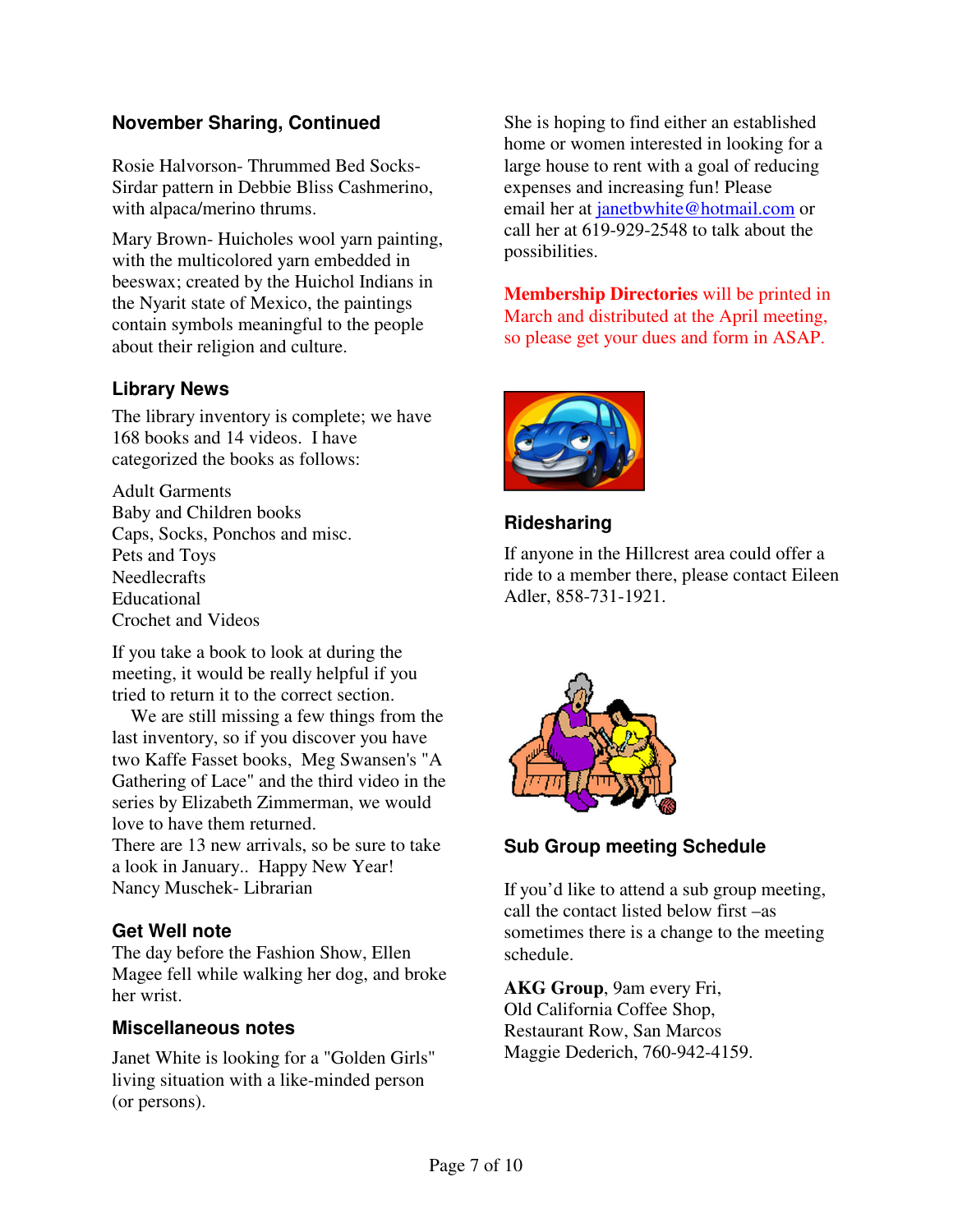## November Sharing, Continued

Rosie Halvorson- Thrummed Bed Socks- Sirdar pattern in Debbie Bliss Cashmerino, with alpaca/merino thrums.

Mary Brown- Huicholes wool yarn painting, with the multicolored yarn embedded in beeswax; created by the Huichol Indians in the Nyarit state of Mexico, the paintings contain symbols meaningful to the people about their religion and culture.

## Library News

The library inventory is complete; we have 168 books and 14 videos. I have categorized the books as follows:

Adult Garments
Baby and Children books
Caps, Socks, Ponchos and misc.
Pets and Toys
Needlecrafts
Educational
Crochet and Videos

If you take a book to look at during the meeting, it would be really helpful if you tried to return it to the correct section.

We are still missing a few things from the last inventory, so if you discover you have two Kaffe Fasset books, Meg Swansen's "A Gathering of Lace" and the third video in the series by Elizabeth Zimmerman, we would love to have them returned.

There are 13 new arrivals, so be sure to take a look in January.. Happy New Year!
Nancy Muschek- Librarian

## Get Well note

The day before the Fashion Show, Ellen Magee fell while walking her dog, and broke her wrist.

## Miscellaneous notes

Janet White is looking for a "Golden Girls" living situation with a like-minded person (or persons). She is hoping to find either an established home or women interested in looking for a large house to rent with a goal of reducing expenses and increasing fun! Please email her at janetbwhite@hotmail.com or call her at 619-929-2548 to talk about the possibilities.

**Membership Directories** will be printed in March and distributed at the April meeting, so please get your dues and form in ASAP.

## Ridesharing

If anyone in the Hillcrest area could offer a ride to a member there, please contact Eileen Adler, 858-731-1921.

## Sub Group meeting Schedule

If you'd like to attend a sub group meeting, call the contact listed below first –as sometimes there is a change to the meeting schedule.

**AKG Group**, 9am every Fri,
Old California Coffee Shop,
Restaurant Row, San Marcos
Maggie Dederich, 760-942-4159.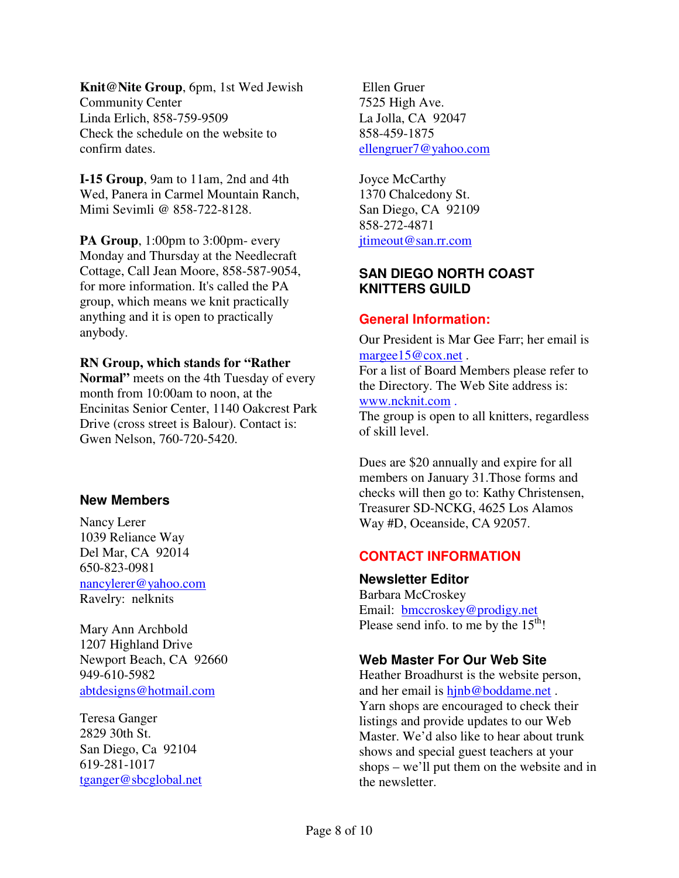**Knit@Nite Group**, 6pm, 1st Wed Jewish Community Center
Linda Erlich, 858-759-9509
Check the schedule on the website to confirm dates.

**I-15 Group**, 9am to 11am, 2nd and 4th Wed, Panera in Carmel Mountain Ranch, Mimi Sevimli @ 858-722-8128.

**PA Group**, 1:00pm to 3:00pm- every Monday and Thursday at the Needlecraft Cottage, Call Jean Moore, 858-587-9054, for more information. It's called the PA group, which means we knit practically anything and it is open to practically anybody.

**RN Group, which stands for "Rather Normal"** meets on the 4th Tuesday of every month from 10:00am to noon, at the Encinitas Senior Center, 1140 Oakcrest Park Drive (cross street is Balour). Contact is: Gwen Nelson, 760-720-5420.

### New Members

Nancy Lerer
1039 Reliance Way
Del Mar, CA 92014
650-823-0981
nancylerer@yahoo.com
Ravelry: nelknits

Mary Ann Archbold
1207 Highland Drive
Newport Beach, CA 92660
949-610-5982
abtdesigns@hotmail.com

Teresa Ganger
2829 30th St.
San Diego, Ca 92104
619-281-1017
tganger@sbcglobal.net

Ellen Gruer
7525 High Ave.
La Jolla, CA 92047
858-459-1875
ellengruer7@yahoo.com

Joyce McCarthy
1370 Chalcedony St.
San Diego, CA 92109
858-272-4871
jtimeout@san.rr.com

## SAN DIEGO NORTH COAST KNITTERS GUILD

### General Information:

Our President is Mar Gee Farr; her email is margee15@cox.net .
For a list of Board Members please refer to the Directory. The Web Site address is: www.ncknit.com .
The group is open to all knitters, regardless of skill level.

Dues are $20 annually and expire for all members on January 31.Those forms and checks will then go to: Kathy Christensen, Treasurer SD-NCKG, 4625 Los Alamos Way #D, Oceanside, CA 92057.

### CONTACT INFORMATION

**Newsletter Editor**
Barbara McCroskey
Email: bmccroskey@prodigy.net
Please send info. to me by the 15th!

**Web Master For Our Web Site**
Heather Broadhurst is the website person, and her email is hjnb@boddame.net .
Yarn shops are encouraged to check their listings and provide updates to our Web Master. We'd also like to hear about trunk shows and special guest teachers at your shops – we'll put them on the website and in the newsletter.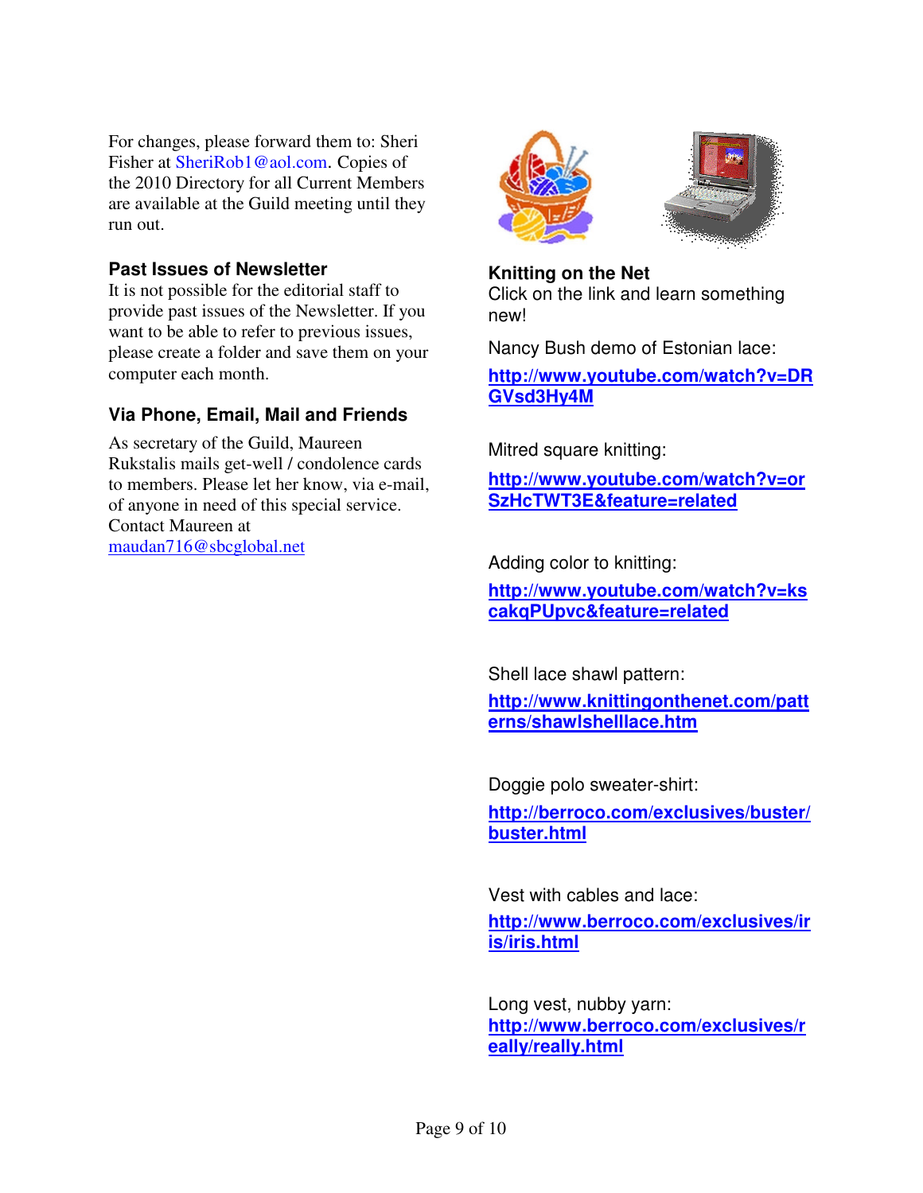For changes, please forward them to: Sheri Fisher at SheriRob1@aol.com. Copies of the 2010 Directory for all Current Members are available at the Guild meeting until they run out.

### Past Issues of Newsletter

It is not possible for the editorial staff to provide past issues of the Newsletter. If you want to be able to refer to previous issues, please create a folder and save them on your computer each month.

### Via Phone, Email, Mail and Friends

As secretary of the Guild, Maureen Rukstalis mails get-well / condolence cards to members. Please let her know, via e-mail, of anyone in need of this special service. Contact Maureen at [maudan716@sbcglobal.net](mailto:maudan716@sbcglobal.net)

### Knitting on the Net

Click on the link and learn something new!

Nancy Bush demo of Estonian lace:

**[http://www.youtube.com/watch?v=DRGVsd3Hy4M](http://www.youtube.com/watch?v=DRGVsd3Hy4M)**

Mitred square knitting:

**[http://www.youtube.com/watch?v=orSzHcTWT3E&feature=related](http://www.youtube.com/watch?v=orSzHcTWT3E&feature=related)**

Adding color to knitting:

**[http://www.youtube.com/watch?v=kscakqPUpvc&feature=related](http://www.youtube.com/watch?v=kscakqPUpvc&feature=related)**

Shell lace shawl pattern:

**[http://www.knittingonthenet.com/patterns/shawlshelllace.htm](http://www.knittingonthenet.com/patterns/shawlshelllace.htm)**

Doggie polo sweater-shirt:

**[http://berroco.com/exclusives/buster/buster.html](http://berroco.com/exclusives/buster/buster.html)**

Vest with cables and lace:

**[http://www.berroco.com/exclusives/iris/iris.html](http://www.berroco.com/exclusives/iris/iris.html)**

Long vest, nubby yarn:

**[http://www.berroco.com/exclusives/really/really.html](http://www.berroco.com/exclusives/really/really.html)**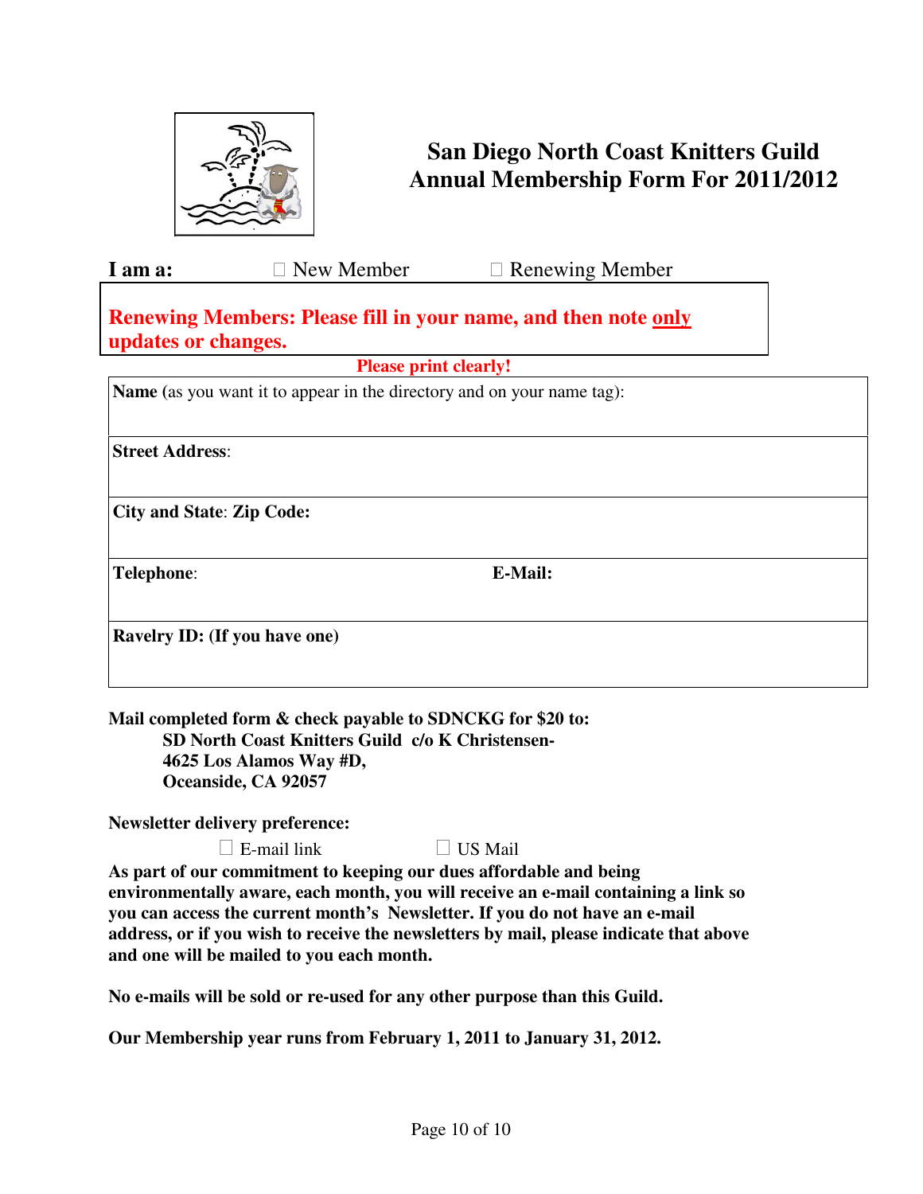# San Diego North Coast Knitters Guild
# Annual Membership Form For 2011/2012

**I am a:** ☐ New Member ☐ Renewing Member

**Renewing Members: Please fill in your name, and then note only updates or changes.**

**Please print clearly!**

| |
|---|
| **Name** (as you want it to appear in the directory and on your name tag): |
| **Street Address**: |
| **City and State**: **Zip Code:** |
| **Telephone**: **E-Mail:** |
| **Ravelry ID: (If you have one)** |

**Mail completed form & check payable to SDNCKG for $20 to:**
**SD North Coast Knitters Guild c/o K Christensen-**
**4625 Los Alamos Way #D,**
**Oceanside, CA 92057**

**Newsletter delivery preference:**

☐ E-mail link ☐ US Mail

**As part of our commitment to keeping our dues affordable and being environmentally aware, each month, you will receive an e-mail containing a link so you can access the current month's Newsletter. If you do not have an e-mail address, or if you wish to receive the newsletters by mail, please indicate that above and one will be mailed to you each month.**

**No e-mails will be sold or re-used for any other purpose than this Guild.**

**Our Membership year runs from February 1, 2011 to January 31, 2012.**